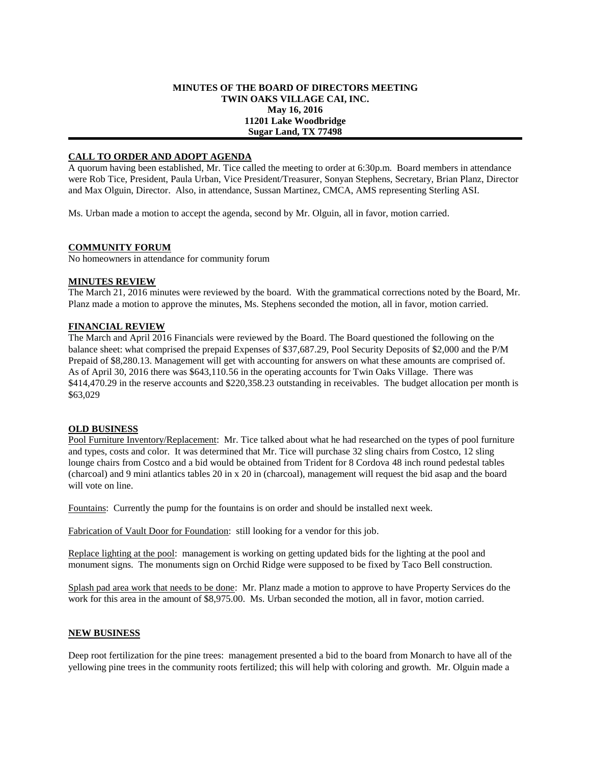**MINUTES OF THE BOARD OF DIRECTORS MEETING**
**TWIN OAKS VILLAGE CAI, INC.**
**May 16, 2016**
**11201 Lake Woodbridge**
**Sugar Land, TX 77498**

---

## CALL TO ORDER AND ADOPT AGENDA

A quorum having been established, Mr. Tice called the meeting to order at 6:30p.m. Board members in attendance were Rob Tice, President, Paula Urban, Vice President/Treasurer, Sonyan Stephens, Secretary, Brian Planz, Director and Max Olguin, Director. Also, in attendance, Sussan Martinez, CMCA, AMS representing Sterling ASI.

Ms. Urban made a motion to accept the agenda, second by Mr. Olguin, all in favor, motion carried.

## COMMUNITY FORUM

No homeowners in attendance for community forum

## MINUTES REVIEW

The March 21, 2016 minutes were reviewed by the board. With the grammatical corrections noted by the Board, Mr. Planz made a motion to approve the minutes, Ms. Stephens seconded the motion, all in favor, motion carried.

## FINANCIAL REVIEW

The March and April 2016 Financials were reviewed by the Board. The Board questioned the following on the balance sheet: what comprised the prepaid Expenses of $37,687.29, Pool Security Deposits of $2,000 and the P/M Prepaid of $8,280.13. Management will get with accounting for answers on what these amounts are comprised of. As of April 30, 2016 there was $643,110.56 in the operating accounts for Twin Oaks Village. There was $414,470.29 in the reserve accounts and $220,358.23 outstanding in receivables. The budget allocation per month is $63,029

## OLD BUSINESS

Pool Furniture Inventory/Replacement: Mr. Tice talked about what he had researched on the types of pool furniture and types, costs and color. It was determined that Mr. Tice will purchase 32 sling chairs from Costco, 12 sling lounge chairs from Costco and a bid would be obtained from Trident for 8 Cordova 48 inch round pedestal tables (charcoal) and 9 mini atlantics tables 20 in x 20 in (charcoal), management will request the bid asap and the board will vote on line.

Fountains: Currently the pump for the fountains is on order and should be installed next week.

Fabrication of Vault Door for Foundation: still looking for a vendor for this job.

Replace lighting at the pool: management is working on getting updated bids for the lighting at the pool and monument signs. The monuments sign on Orchid Ridge were supposed to be fixed by Taco Bell construction.

Splash pad area work that needs to be done: Mr. Planz made a motion to approve to have Property Services do the work for this area in the amount of $8,975.00. Ms. Urban seconded the motion, all in favor, motion carried.

## NEW BUSINESS

Deep root fertilization for the pine trees: management presented a bid to the board from Monarch to have all of the yellowing pine trees in the community roots fertilized; this will help with coloring and growth. Mr. Olguin made a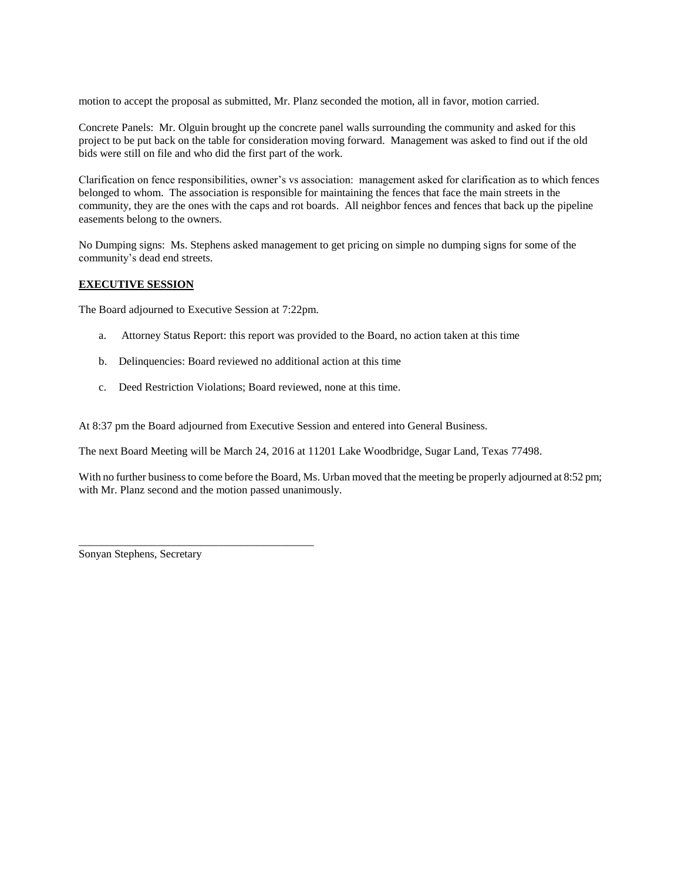motion to accept the proposal as submitted, Mr. Planz seconded the motion, all in favor, motion carried.

Concrete Panels: Mr. Olguin brought up the concrete panel walls surrounding the community and asked for this project to be put back on the table for consideration moving forward. Management was asked to find out if the old bids were still on file and who did the first part of the work.

Clarification on fence responsibilities, owner's vs association: management asked for clarification as to which fences belonged to whom. The association is responsible for maintaining the fences that face the main streets in the community, they are the ones with the caps and rot boards. All neighbor fences and fences that back up the pipeline easements belong to the owners.

No Dumping signs: Ms. Stephens asked management to get pricing on simple no dumping signs for some of the community's dead end streets.

**EXECUTIVE SESSION**

The Board adjourned to Executive Session at 7:22pm.

a. Attorney Status Report: this report was provided to the Board, no action taken at this time

b. Delinquencies: Board reviewed no additional action at this time

c. Deed Restriction Violations; Board reviewed, none at this time.

At 8:37 pm the Board adjourned from Executive Session and entered into General Business.

The next Board Meeting will be March 24, 2016 at 11201 Lake Woodbridge, Sugar Land, Texas 77498.

With no further business to come before the Board, Ms. Urban moved that the meeting be properly adjourned at 8:52 pm; with Mr. Planz second and the motion passed unanimously.

\_\_\_\_\_\_\_\_\_\_\_\_\_\_\_\_\_\_\_\_\_\_\_\_\_\_\_\_\_\_\_\_\_\_\_\_\_\_\_\_\_\_\_\_

Sonyan Stephens, Secretary